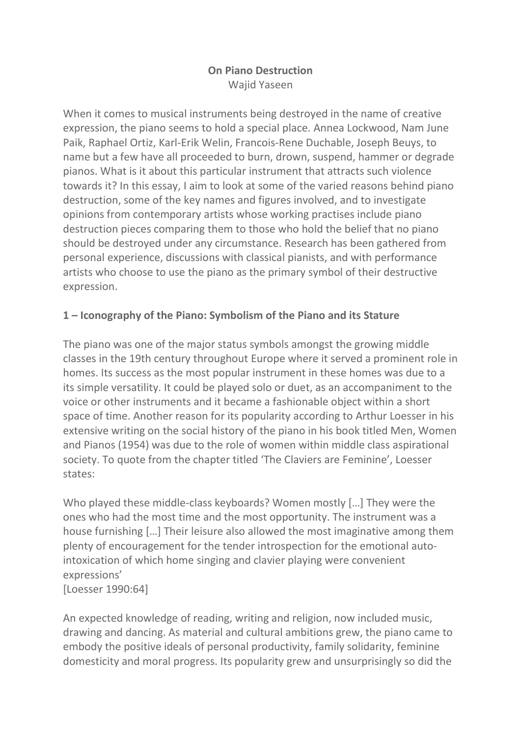**On Piano Destruction**
Wajid Yaseen

When it comes to musical instruments being destroyed in the name of creative expression, the piano seems to hold a special place. Annea Lockwood, Nam June Paik, Raphael Ortiz, Karl-Erik Welin, Francois-Rene Duchable, Joseph Beuys, to name but a few have all proceeded to burn, drown, suspend, hammer or degrade pianos. What is it about this particular instrument that attracts such violence towards it? In this essay, I aim to look at some of the varied reasons behind piano destruction, some of the key names and figures involved, and to investigate opinions from contemporary artists whose working practises include piano destruction pieces comparing them to those who hold the belief that no piano should be destroyed under any circumstance. Research has been gathered from personal experience, discussions with classical pianists, and with performance artists who choose to use the piano as the primary symbol of their destructive expression.

## 1 – Iconography of the Piano: Symbolism of the Piano and its Stature

The piano was one of the major status symbols amongst the growing middle classes in the 19th century throughout Europe where it served a prominent role in homes. Its success as the most popular instrument in these homes was due to a its simple versatility. It could be played solo or duet, as an accompaniment to the voice or other instruments and it became a fashionable object within a short space of time. Another reason for its popularity according to Arthur Loesser in his extensive writing on the social history of the piano in his book titled Men, Women and Pianos (1954) was due to the role of women within middle class aspirational society. To quote from the chapter titled 'The Claviers are Feminine', Loesser states:

Who played these middle-class keyboards? Women mostly […] They were the ones who had the most time and the most opportunity. The instrument was a house furnishing […] Their leisure also allowed the most imaginative among them plenty of encouragement for the tender introspection for the emotional auto-intoxication of which home singing and clavier playing were convenient expressions'
[Loesser 1990:64]

An expected knowledge of reading, writing and religion, now included music, drawing and dancing. As material and cultural ambitions grew, the piano came to embody the positive ideals of personal productivity, family solidarity, feminine domesticity and moral progress. Its popularity grew and unsurprisingly so did the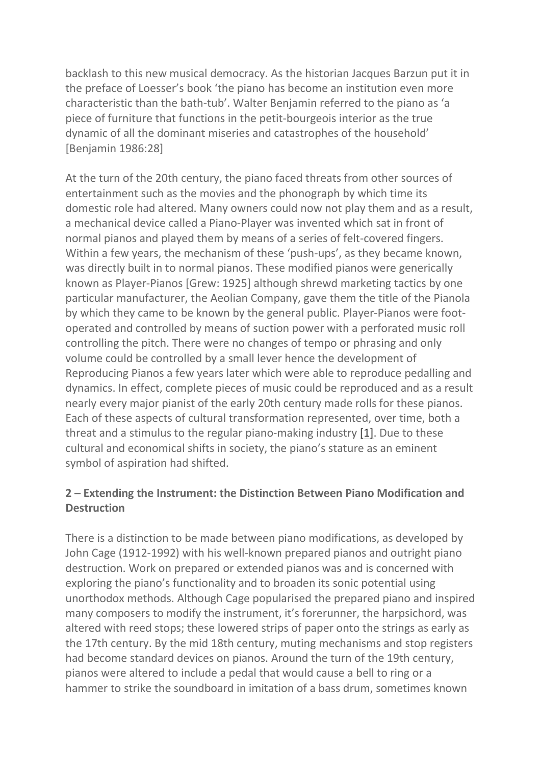backlash to this new musical democracy. As the historian Jacques Barzun put it in the preface of Loesser's book 'the piano has become an institution even more characteristic than the bath-tub'. Walter Benjamin referred to the piano as 'a piece of furniture that functions in the petit-bourgeois interior as the true dynamic of all the dominant miseries and catastrophes of the household' [Benjamin 1986:28]

At the turn of the 20th century, the piano faced threats from other sources of entertainment such as the movies and the phonograph by which time its domestic role had altered. Many owners could now not play them and as a result, a mechanical device called a Piano-Player was invented which sat in front of normal pianos and played them by means of a series of felt-covered fingers. Within a few years, the mechanism of these 'push-ups', as they became known, was directly built in to normal pianos. These modified pianos were generically known as Player-Pianos [Grew: 1925] although shrewd marketing tactics by one particular manufacturer, the Aeolian Company, gave them the title of the Pianola by which they came to be known by the general public. Player-Pianos were foot-operated and controlled by means of suction power with a perforated music roll controlling the pitch. There were no changes of tempo or phrasing and only volume could be controlled by a small lever hence the development of Reproducing Pianos a few years later which were able to reproduce pedalling and dynamics. In effect, complete pieces of music could be reproduced and as a result nearly every major pianist of the early 20th century made rolls for these pianos. Each of these aspects of cultural transformation represented, over time, both a threat and a stimulus to the regular piano-making industry [1]. Due to these cultural and economical shifts in society, the piano's stature as an eminent symbol of aspiration had shifted.

## 2 – Extending the Instrument: the Distinction Between Piano Modification and Destruction

There is a distinction to be made between piano modifications, as developed by John Cage (1912-1992) with his well-known prepared pianos and outright piano destruction. Work on prepared or extended pianos was and is concerned with exploring the piano's functionality and to broaden its sonic potential using unorthodox methods. Although Cage popularised the prepared piano and inspired many composers to modify the instrument, it's forerunner, the harpsichord, was altered with reed stops; these lowered strips of paper onto the strings as early as the 17th century. By the mid 18th century, muting mechanisms and stop registers had become standard devices on pianos. Around the turn of the 19th century, pianos were altered to include a pedal that would cause a bell to ring or a hammer to strike the soundboard in imitation of a bass drum, sometimes known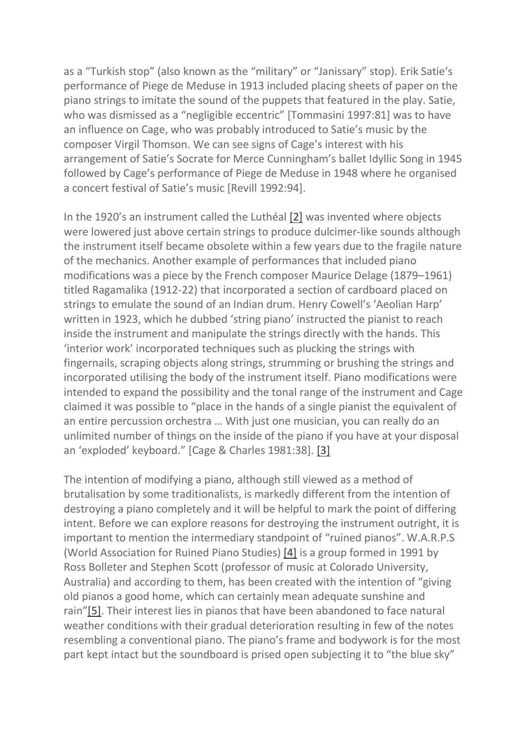as a “Turkish stop” (also known as the “military” or “Janissary” stop). Erik Satie’s performance of Piege de Meduse in 1913 included placing sheets of paper on the piano strings to imitate the sound of the puppets that featured in the play. Satie, who was dismissed as a “negligible eccentric” [Tommasini 1997:81] was to have an influence on Cage, who was probably introduced to Satie’s music by the composer Virgil Thomson. We can see signs of Cage’s interest with his arrangement of Satie’s Socrate for Merce Cunningham’s ballet Idyllic Song in 1945 followed by Cage’s performance of Piege de Meduse in 1948 where he organised a concert festival of Satie’s music [Revill 1992:94].

In the 1920’s an instrument called the Luthéal [2] was invented where objects were lowered just above certain strings to produce dulcimer-like sounds although the instrument itself became obsolete within a few years due to the fragile nature of the mechanics. Another example of performances that included piano modifications was a piece by the French composer Maurice Delage (1879–1961) titled Ragamalika (1912-22) that incorporated a section of cardboard placed on strings to emulate the sound of an Indian drum. Henry Cowell’s ‘Aeolian Harp’ written in 1923, which he dubbed ‘string piano’ instructed the pianist to reach inside the instrument and manipulate the strings directly with the hands. This ‘interior work’ incorporated techniques such as plucking the strings with fingernails, scraping objects along strings, strumming or brushing the strings and incorporated utilising the body of the instrument itself. Piano modifications were intended to expand the possibility and the tonal range of the instrument and Cage claimed it was possible to “place in the hands of a single pianist the equivalent of an entire percussion orchestra … With just one musician, you can really do an unlimited number of things on the inside of the piano if you have at your disposal an ‘exploded’ keyboard.” [Cage & Charles 1981:38]. [3]

The intention of modifying a piano, although still viewed as a method of brutalisation by some traditionalists, is markedly different from the intention of destroying a piano completely and it will be helpful to mark the point of differing intent. Before we can explore reasons for destroying the instrument outright, it is important to mention the intermediary standpoint of “ruined pianos”. W.A.R.P.S (World Association for Ruined Piano Studies) [4] is a group formed in 1991 by Ross Bolleter and Stephen Scott (professor of music at Colorado University, Australia) and according to them, has been created with the intention of “giving old pianos a good home, which can certainly mean adequate sunshine and rain”[5]. Their interest lies in pianos that have been abandoned to face natural weather conditions with their gradual deterioration resulting in few of the notes resembling a conventional piano. The piano’s frame and bodywork is for the most part kept intact but the soundboard is prised open subjecting it to “the blue sky”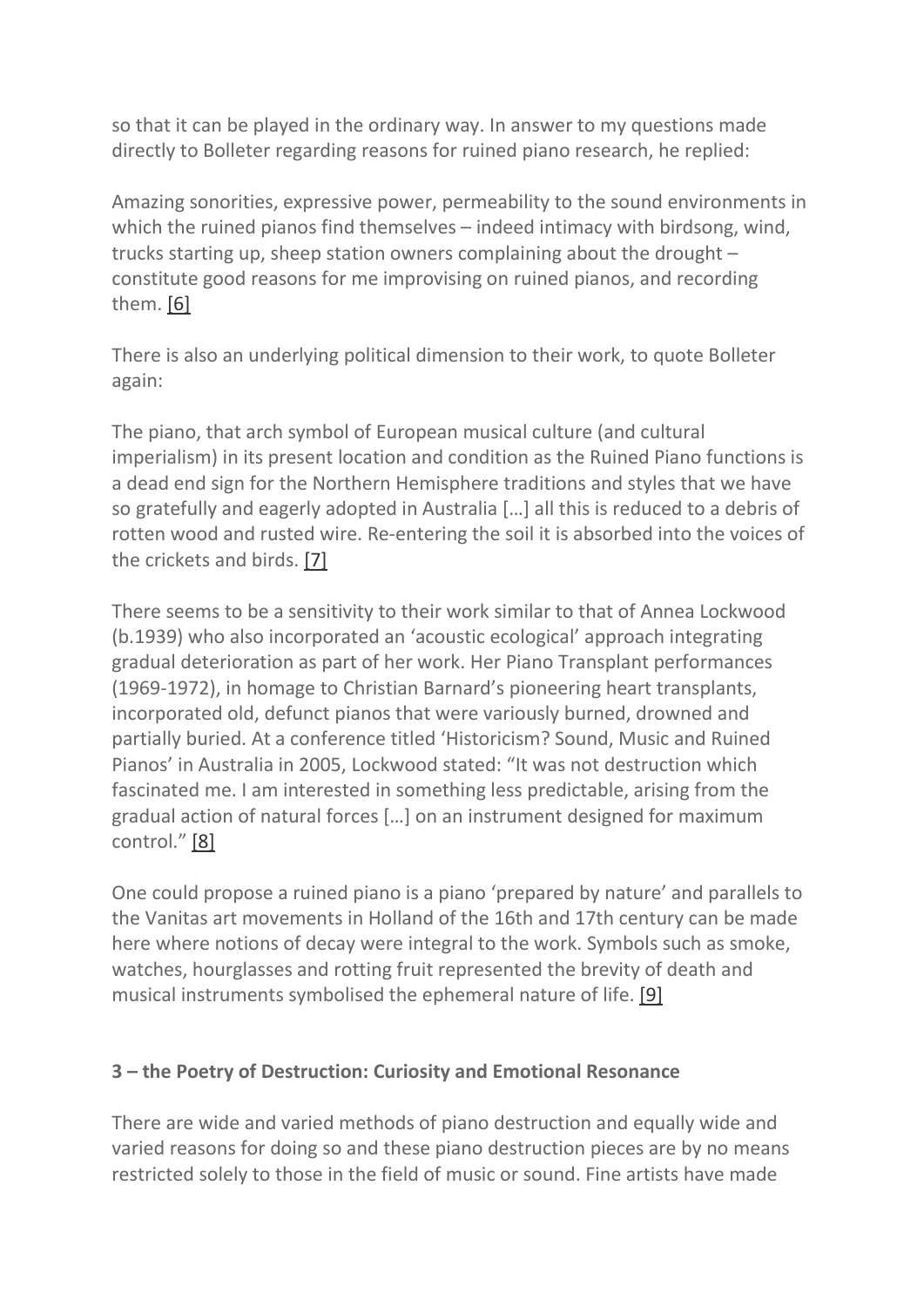so that it can be played in the ordinary way. In answer to my questions made directly to Bolleter regarding reasons for ruined piano research, he replied:

Amazing sonorities, expressive power, permeability to the sound environments in which the ruined pianos find themselves – indeed intimacy with birdsong, wind, trucks starting up, sheep station owners complaining about the drought – constitute good reasons for me improvising on ruined pianos, and recording them. [6]

There is also an underlying political dimension to their work, to quote Bolleter again:

The piano, that arch symbol of European musical culture (and cultural imperialism) in its present location and condition as the Ruined Piano functions is a dead end sign for the Northern Hemisphere traditions and styles that we have so gratefully and eagerly adopted in Australia […] all this is reduced to a debris of rotten wood and rusted wire. Re-entering the soil it is absorbed into the voices of the crickets and birds. [7]

There seems to be a sensitivity to their work similar to that of Annea Lockwood (b.1939) who also incorporated an 'acoustic ecological' approach integrating gradual deterioration as part of her work. Her Piano Transplant performances (1969-1972), in homage to Christian Barnard's pioneering heart transplants, incorporated old, defunct pianos that were variously burned, drowned and partially buried. At a conference titled 'Historicism? Sound, Music and Ruined Pianos' in Australia in 2005, Lockwood stated: "It was not destruction which fascinated me. I am interested in something less predictable, arising from the gradual action of natural forces […] on an instrument designed for maximum control." [8]

One could propose a ruined piano is a piano 'prepared by nature' and parallels to the Vanitas art movements in Holland of the 16th and 17th century can be made here where notions of decay were integral to the work. Symbols such as smoke, watches, hourglasses and rotting fruit represented the brevity of death and musical instruments symbolised the ephemeral nature of life. [9]

### 3 – the Poetry of Destruction: Curiosity and Emotional Resonance

There are wide and varied methods of piano destruction and equally wide and varied reasons for doing so and these piano destruction pieces are by no means restricted solely to those in the field of music or sound. Fine artists have made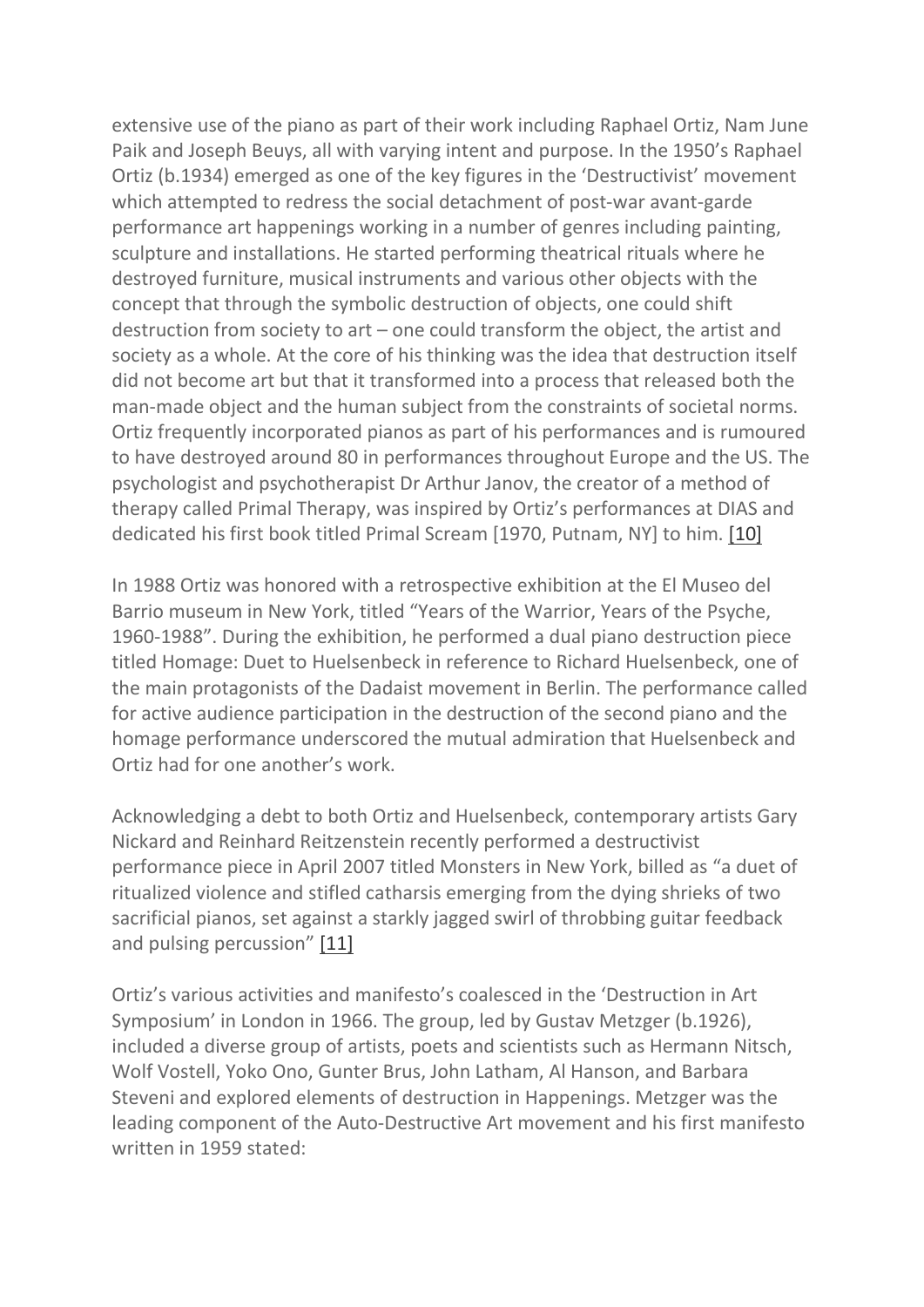extensive use of the piano as part of their work including Raphael Ortiz, Nam June Paik and Joseph Beuys, all with varying intent and purpose. In the 1950's Raphael Ortiz (b.1934) emerged as one of the key figures in the 'Destructivist' movement which attempted to redress the social detachment of post-war avant-garde performance art happenings working in a number of genres including painting, sculpture and installations. He started performing theatrical rituals where he destroyed furniture, musical instruments and various other objects with the concept that through the symbolic destruction of objects, one could shift destruction from society to art – one could transform the object, the artist and society as a whole. At the core of his thinking was the idea that destruction itself did not become art but that it transformed into a process that released both the man-made object and the human subject from the constraints of societal norms. Ortiz frequently incorporated pianos as part of his performances and is rumoured to have destroyed around 80 in performances throughout Europe and the US. The psychologist and psychotherapist Dr Arthur Janov, the creator of a method of therapy called Primal Therapy, was inspired by Ortiz's performances at DIAS and dedicated his first book titled Primal Scream [1970, Putnam, NY] to him. [10]

In 1988 Ortiz was honored with a retrospective exhibition at the El Museo del Barrio museum in New York, titled "Years of the Warrior, Years of the Psyche, 1960-1988". During the exhibition, he performed a dual piano destruction piece titled Homage: Duet to Huelsenbeck in reference to Richard Huelsenbeck, one of the main protagonists of the Dadaist movement in Berlin. The performance called for active audience participation in the destruction of the second piano and the homage performance underscored the mutual admiration that Huelsenbeck and Ortiz had for one another's work.

Acknowledging a debt to both Ortiz and Huelsenbeck, contemporary artists Gary Nickard and Reinhard Reitzenstein recently performed a destructivist performance piece in April 2007 titled Monsters in New York, billed as "a duet of ritualized violence and stifled catharsis emerging from the dying shrieks of two sacrificial pianos, set against a starkly jagged swirl of throbbing guitar feedback and pulsing percussion" [11]

Ortiz's various activities and manifesto's coalesced in the 'Destruction in Art Symposium' in London in 1966. The group, led by Gustav Metzger (b.1926), included a diverse group of artists, poets and scientists such as Hermann Nitsch, Wolf Vostell, Yoko Ono, Gunter Brus, John Latham, Al Hanson, and Barbara Steveni and explored elements of destruction in Happenings. Metzger was the leading component of the Auto-Destructive Art movement and his first manifesto written in 1959 stated: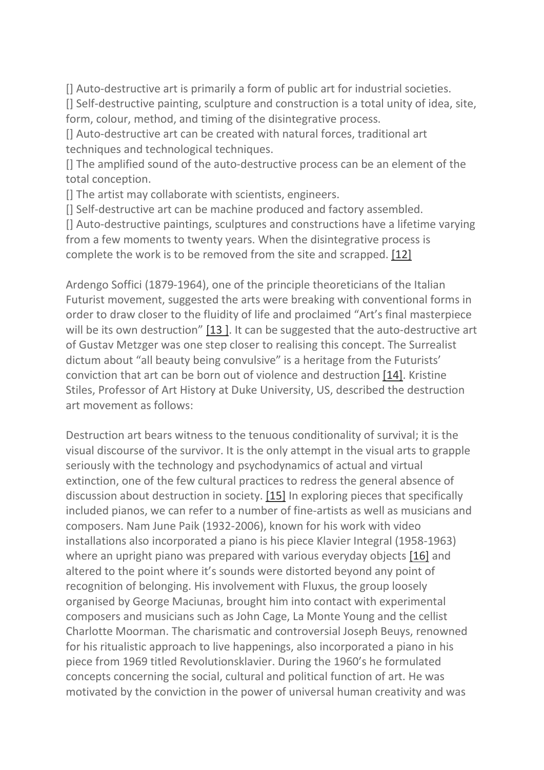[] Auto-destructive art is primarily a form of public art for industrial societies.
[] Self-destructive painting, sculpture and construction is a total unity of idea, site, form, colour, method, and timing of the disintegrative process.
[] Auto-destructive art can be created with natural forces, traditional art techniques and technological techniques.
[] The amplified sound of the auto-destructive process can be an element of the total conception.
[] The artist may collaborate with scientists, engineers.
[] Self-destructive art can be machine produced and factory assembled.
[] Auto-destructive paintings, sculptures and constructions have a lifetime varying from a few moments to twenty years. When the disintegrative process is complete the work is to be removed from the site and scrapped. [12]

Ardengo Soffici (1879-1964), one of the principle theoreticians of the Italian Futurist movement, suggested the arts were breaking with conventional forms in order to draw closer to the fluidity of life and proclaimed "Art's final masterpiece will be its own destruction" [13 ]. It can be suggested that the auto-destructive art of Gustav Metzger was one step closer to realising this concept. The Surrealist dictum about "all beauty being convulsive" is a heritage from the Futurists' conviction that art can be born out of violence and destruction [14]. Kristine Stiles, Professor of Art History at Duke University, US, described the destruction art movement as follows:

Destruction art bears witness to the tenuous conditionality of survival; it is the visual discourse of the survivor. It is the only attempt in the visual arts to grapple seriously with the technology and psychodynamics of actual and virtual extinction, one of the few cultural practices to redress the general absence of discussion about destruction in society. [15] In exploring pieces that specifically included pianos, we can refer to a number of fine-artists as well as musicians and composers. Nam June Paik (1932-2006), known for his work with video installations also incorporated a piano is his piece Klavier Integral (1958-1963) where an upright piano was prepared with various everyday objects [16] and altered to the point where it's sounds were distorted beyond any point of recognition of belonging. His involvement with Fluxus, the group loosely organised by George Maciunas, brought him into contact with experimental composers and musicians such as John Cage, La Monte Young and the cellist Charlotte Moorman. The charismatic and controversial Joseph Beuys, renowned for his ritualistic approach to live happenings, also incorporated a piano in his piece from 1969 titled Revolutionsklavier. During the 1960's he formulated concepts concerning the social, cultural and political function of art. He was motivated by the conviction in the power of universal human creativity and was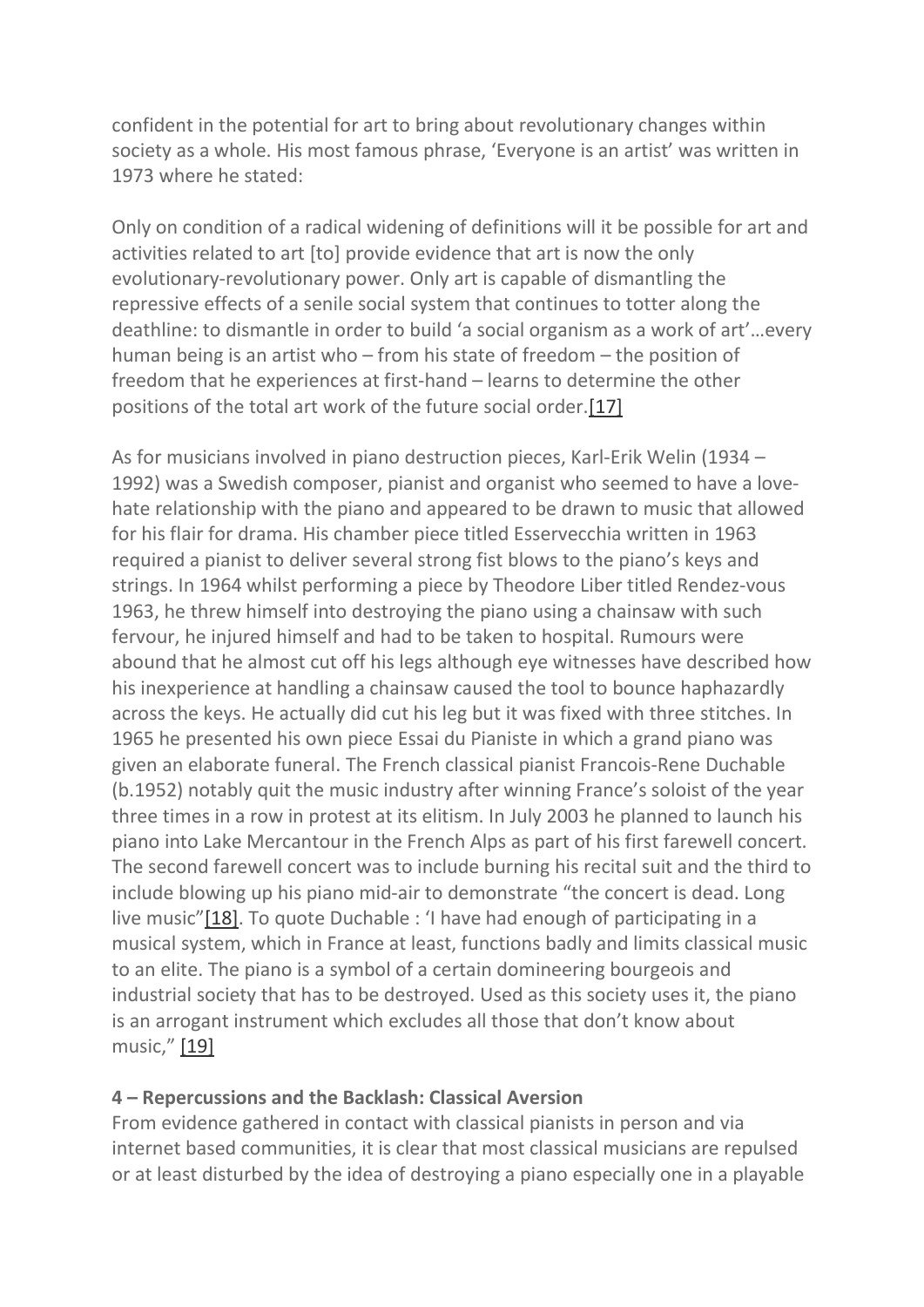confident in the potential for art to bring about revolutionary changes within society as a whole. His most famous phrase, 'Everyone is an artist' was written in 1973 where he stated:

Only on condition of a radical widening of definitions will it be possible for art and activities related to art [to] provide evidence that art is now the only evolutionary-revolutionary power. Only art is capable of dismantling the repressive effects of a senile social system that continues to totter along the deathline: to dismantle in order to build 'a social organism as a work of art'…every human being is an artist who – from his state of freedom – the position of freedom that he experiences at first-hand – learns to determine the other positions of the total art work of the future social order.[17]

As for musicians involved in piano destruction pieces, Karl-Erik Welin (1934 – 1992) was a Swedish composer, pianist and organist who seemed to have a love-hate relationship with the piano and appeared to be drawn to music that allowed for his flair for drama. His chamber piece titled Esservecchia written in 1963 required a pianist to deliver several strong fist blows to the piano's keys and strings. In 1964 whilst performing a piece by Theodore Liber titled Rendez-vous 1963, he threw himself into destroying the piano using a chainsaw with such fervour, he injured himself and had to be taken to hospital. Rumours were abound that he almost cut off his legs although eye witnesses have described how his inexperience at handling a chainsaw caused the tool to bounce haphazardly across the keys. He actually did cut his leg but it was fixed with three stitches. In 1965 he presented his own piece Essai du Pianiste in which a grand piano was given an elaborate funeral. The French classical pianist Francois-Rene Duchable (b.1952) notably quit the music industry after winning France's soloist of the year three times in a row in protest at its elitism. In July 2003 he planned to launch his piano into Lake Mercantour in the French Alps as part of his first farewell concert. The second farewell concert was to include burning his recital suit and the third to include blowing up his piano mid-air to demonstrate "the concert is dead. Long live music"[18]. To quote Duchable : 'I have had enough of participating in a musical system, which in France at least, functions badly and limits classical music to an elite. The piano is a symbol of a certain domineering bourgeois and industrial society that has to be destroyed. Used as this society uses it, the piano is an arrogant instrument which excludes all those that don't know about music," [19]

**4 – Repercussions and the Backlash: Classical Aversion**

From evidence gathered in contact with classical pianists in person and via internet based communities, it is clear that most classical musicians are repulsed or at least disturbed by the idea of destroying a piano especially one in a playable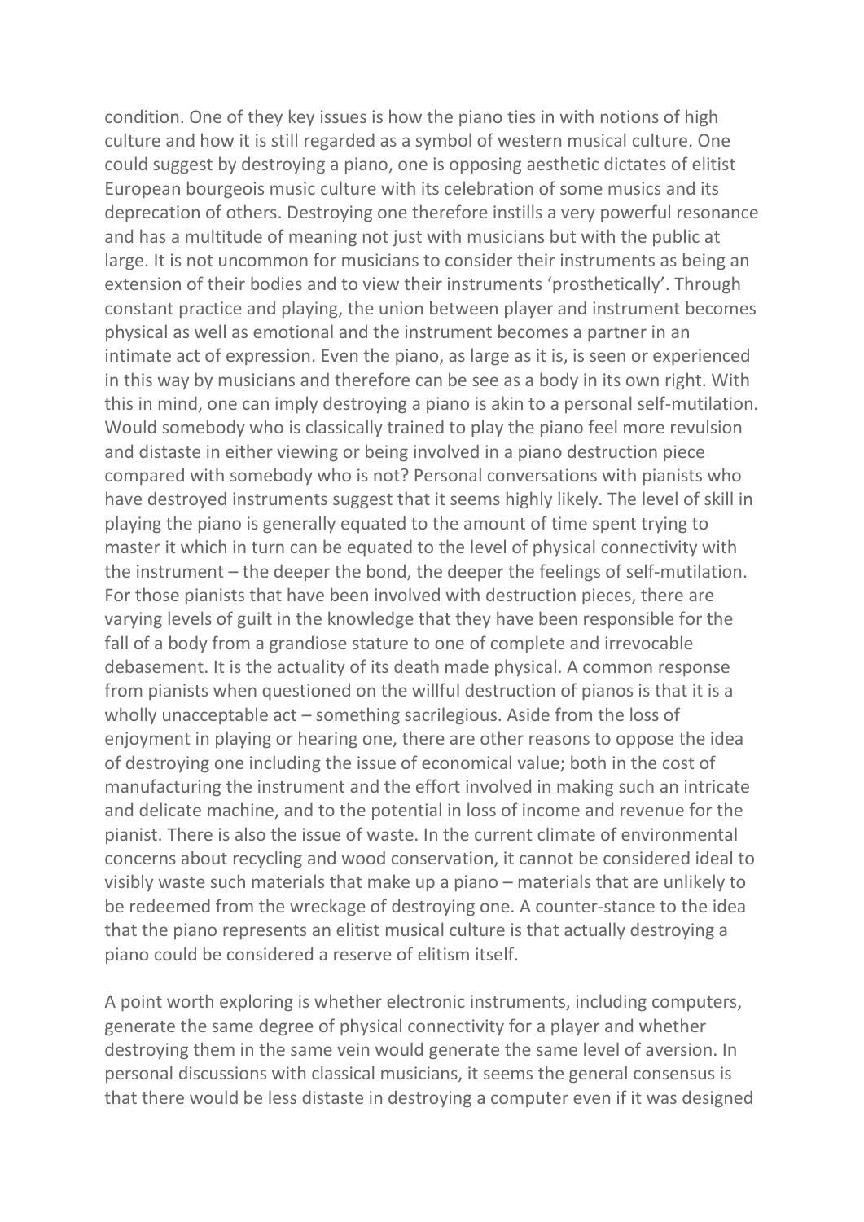condition. One of they key issues is how the piano ties in with notions of high culture and how it is still regarded as a symbol of western musical culture. One could suggest by destroying a piano, one is opposing aesthetic dictates of elitist European bourgeois music culture with its celebration of some musics and its deprecation of others. Destroying one therefore instills a very powerful resonance and has a multitude of meaning not just with musicians but with the public at large. It is not uncommon for musicians to consider their instruments as being an extension of their bodies and to view their instruments 'prosthetically'. Through constant practice and playing, the union between player and instrument becomes physical as well as emotional and the instrument becomes a partner in an intimate act of expression. Even the piano, as large as it is, is seen or experienced in this way by musicians and therefore can be see as a body in its own right. With this in mind, one can imply destroying a piano is akin to a personal self-mutilation. Would somebody who is classically trained to play the piano feel more revulsion and distaste in either viewing or being involved in a piano destruction piece compared with somebody who is not? Personal conversations with pianists who have destroyed instruments suggest that it seems highly likely. The level of skill in playing the piano is generally equated to the amount of time spent trying to master it which in turn can be equated to the level of physical connectivity with the instrument – the deeper the bond, the deeper the feelings of self-mutilation. For those pianists that have been involved with destruction pieces, there are varying levels of guilt in the knowledge that they have been responsible for the fall of a body from a grandiose stature to one of complete and irrevocable debasement. It is the actuality of its death made physical. A common response from pianists when questioned on the willful destruction of pianos is that it is a wholly unacceptable act – something sacrilegious. Aside from the loss of enjoyment in playing or hearing one, there are other reasons to oppose the idea of destroying one including the issue of economical value; both in the cost of manufacturing the instrument and the effort involved in making such an intricate and delicate machine, and to the potential in loss of income and revenue for the pianist. There is also the issue of waste. In the current climate of environmental concerns about recycling and wood conservation, it cannot be considered ideal to visibly waste such materials that make up a piano – materials that are unlikely to be redeemed from the wreckage of destroying one. A counter-stance to the idea that the piano represents an elitist musical culture is that actually destroying a piano could be considered a reserve of elitism itself.

A point worth exploring is whether electronic instruments, including computers, generate the same degree of physical connectivity for a player and whether destroying them in the same vein would generate the same level of aversion. In personal discussions with classical musicians, it seems the general consensus is that there would be less distaste in destroying a computer even if it was designed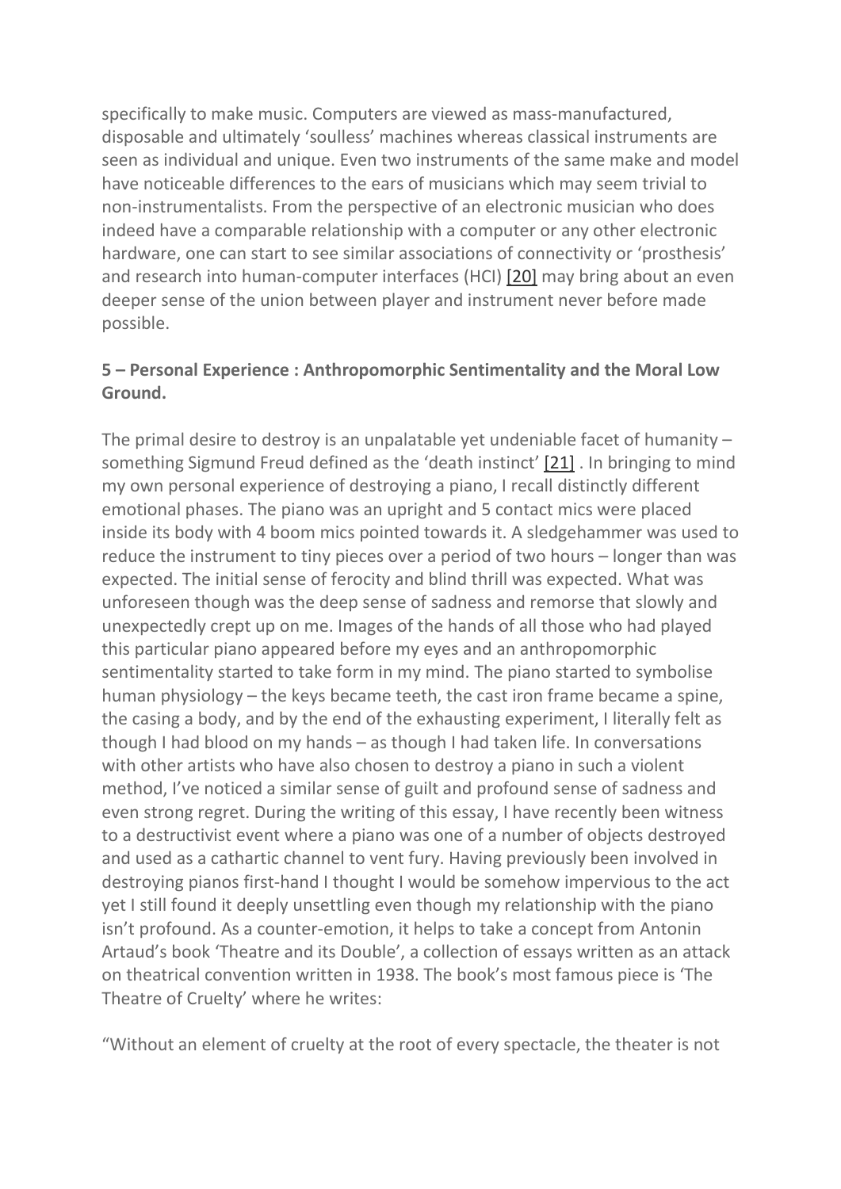specifically to make music. Computers are viewed as mass-manufactured, disposable and ultimately 'soulless' machines whereas classical instruments are seen as individual and unique. Even two instruments of the same make and model have noticeable differences to the ears of musicians which may seem trivial to non-instrumentalists. From the perspective of an electronic musician who does indeed have a comparable relationship with a computer or any other electronic hardware, one can start to see similar associations of connectivity or 'prosthesis' and research into human-computer interfaces (HCI) [20] may bring about an even deeper sense of the union between player and instrument never before made possible.

### 5 – Personal Experience : Anthropomorphic Sentimentality and the Moral Low Ground.

The primal desire to destroy is an unpalatable yet undeniable facet of humanity – something Sigmund Freud defined as the 'death instinct' [21] . In bringing to mind my own personal experience of destroying a piano, I recall distinctly different emotional phases. The piano was an upright and 5 contact mics were placed inside its body with 4 boom mics pointed towards it. A sledgehammer was used to reduce the instrument to tiny pieces over a period of two hours – longer than was expected. The initial sense of ferocity and blind thrill was expected. What was unforeseen though was the deep sense of sadness and remorse that slowly and unexpectedly crept up on me. Images of the hands of all those who had played this particular piano appeared before my eyes and an anthropomorphic sentimentality started to take form in my mind. The piano started to symbolise human physiology – the keys became teeth, the cast iron frame became a spine, the casing a body, and by the end of the exhausting experiment, I literally felt as though I had blood on my hands – as though I had taken life. In conversations with other artists who have also chosen to destroy a piano in such a violent method, I've noticed a similar sense of guilt and profound sense of sadness and even strong regret. During the writing of this essay, I have recently been witness to a destructivist event where a piano was one of a number of objects destroyed and used as a cathartic channel to vent fury. Having previously been involved in destroying pianos first-hand I thought I would be somehow impervious to the act yet I still found it deeply unsettling even though my relationship with the piano isn't profound. As a counter-emotion, it helps to take a concept from Antonin Artaud's book 'Theatre and its Double', a collection of essays written as an attack on theatrical convention written in 1938. The book's most famous piece is 'The Theatre of Cruelty' where he writes:

"Without an element of cruelty at the root of every spectacle, the theater is not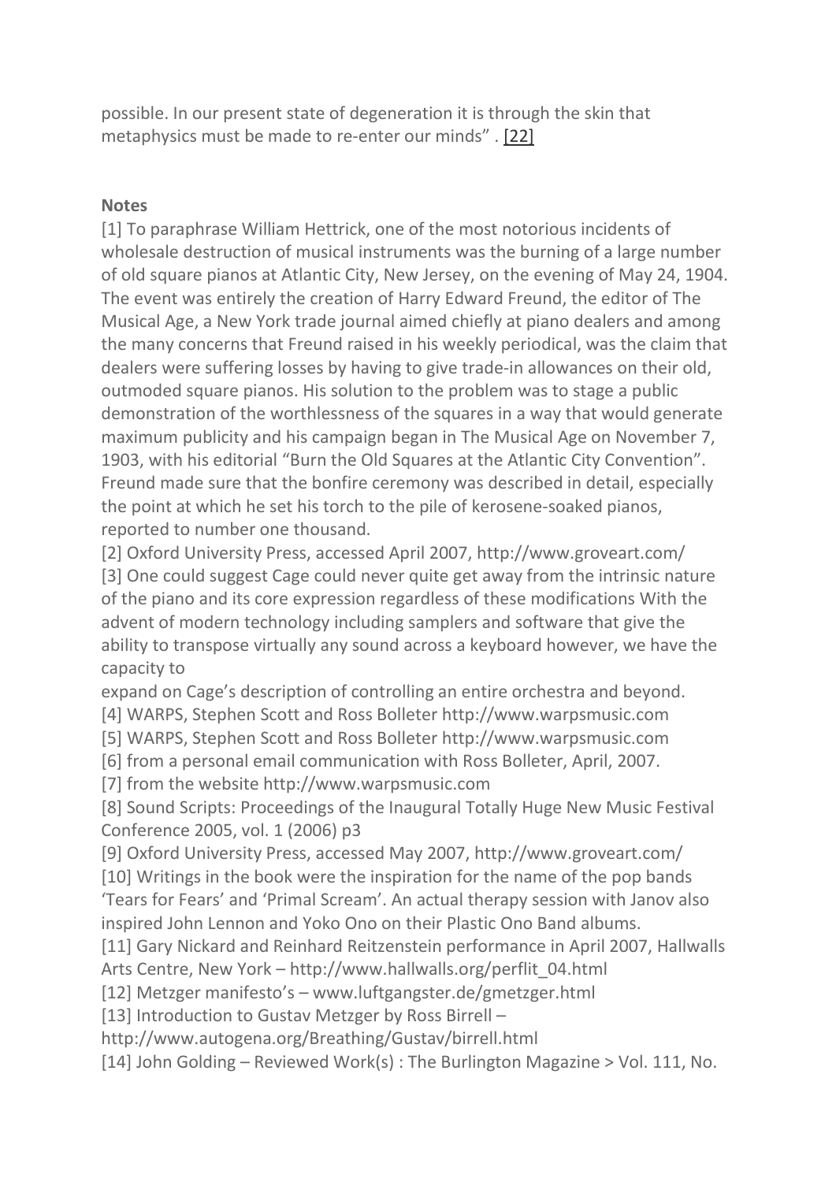possible. In our present state of degeneration it is through the skin that metaphysics must be made to re-enter our minds" . [22]

**Notes**

[1] To paraphrase William Hettrick, one of the most notorious incidents of wholesale destruction of musical instruments was the burning of a large number of old square pianos at Atlantic City, New Jersey, on the evening of May 24, 1904. The event was entirely the creation of Harry Edward Freund, the editor of The Musical Age, a New York trade journal aimed chiefly at piano dealers and among the many concerns that Freund raised in his weekly periodical, was the claim that dealers were suffering losses by having to give trade-in allowances on their old, outmoded square pianos. His solution to the problem was to stage a public demonstration of the worthlessness of the squares in a way that would generate maximum publicity and his campaign began in The Musical Age on November 7, 1903, with his editorial "Burn the Old Squares at the Atlantic City Convention". Freund made sure that the bonfire ceremony was described in detail, especially the point at which he set his torch to the pile of kerosene-soaked pianos, reported to number one thousand.

[2] Oxford University Press, accessed April 2007, http://www.groveart.com/

[3] One could suggest Cage could never quite get away from the intrinsic nature of the piano and its core expression regardless of these modifications With the advent of modern technology including samplers and software that give the ability to transpose virtually any sound across a keyboard however, we have the capacity to
expand on Cage's description of controlling an entire orchestra and beyond.

[4] WARPS, Stephen Scott and Ross Bolleter http://www.warpsmusic.com

[5] WARPS, Stephen Scott and Ross Bolleter http://www.warpsmusic.com

[6] from a personal email communication with Ross Bolleter, April, 2007.

[7] from the website http://www.warpsmusic.com

[8] Sound Scripts: Proceedings of the Inaugural Totally Huge New Music Festival Conference 2005, vol. 1 (2006) p3

[9] Oxford University Press, accessed May 2007, http://www.groveart.com/

[10] Writings in the book were the inspiration for the name of the pop bands 'Tears for Fears' and 'Primal Scream'. An actual therapy session with Janov also inspired John Lennon and Yoko Ono on their Plastic Ono Band albums.

[11] Gary Nickard and Reinhard Reitzenstein performance in April 2007, Hallwalls Arts Centre, New York – http://www.hallwalls.org/perflit_04.html

[12] Metzger manifesto's – www.luftgangster.de/gmetzger.html

[13] Introduction to Gustav Metzger by Ross Birrell –
http://www.autogena.org/Breathing/Gustav/birrell.html

[14] John Golding – Reviewed Work(s) : The Burlington Magazine > Vol. 111, No.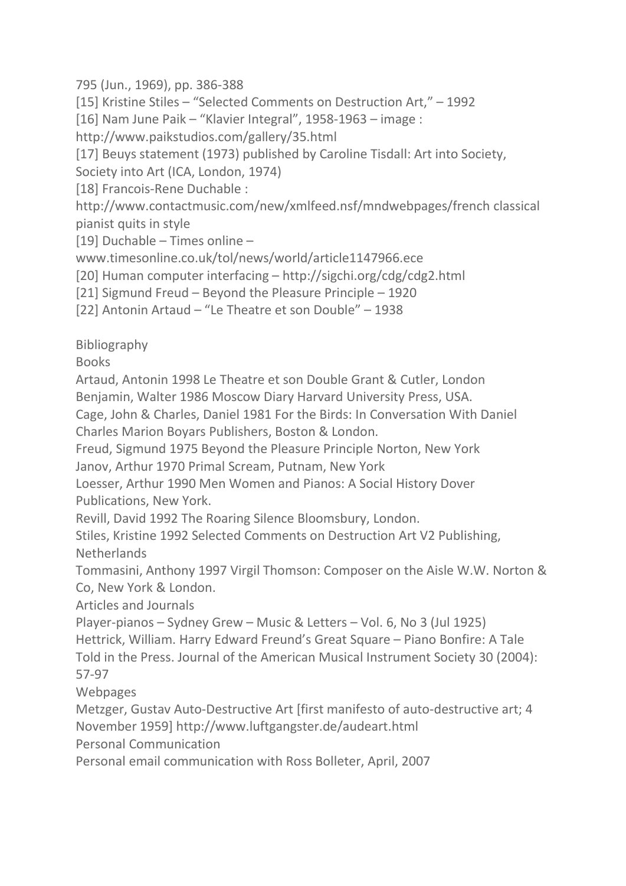795 (Jun., 1969), pp. 386-388

[15] Kristine Stiles – "Selected Comments on Destruction Art," – 1992

[16] Nam June Paik – "Klavier Integral", 1958-1963 – image : http://www.paikstudios.com/gallery/35.html

[17] Beuys statement (1973) published by Caroline Tisdall: Art into Society, Society into Art (ICA, London, 1974)

[18] Francois-Rene Duchable : http://www.contactmusic.com/new/xmlfeed.nsf/mndwebpages/french classical pianist quits in style

[19] Duchable – Times online – www.timesonline.co.uk/tol/news/world/article1147966.ece

[20] Human computer interfacing – http://sigchi.org/cdg/cdg2.html

[21] Sigmund Freud – Beyond the Pleasure Principle – 1920

[22] Antonin Artaud – "Le Theatre et son Double" – 1938

## Bibliography

### Books

Artaud, Antonin 1998 Le Theatre et son Double Grant & Cutler, London

Benjamin, Walter 1986 Moscow Diary Harvard University Press, USA.

Cage, John & Charles, Daniel 1981 For the Birds: In Conversation With Daniel Charles Marion Boyars Publishers, Boston & London.

Freud, Sigmund 1975 Beyond the Pleasure Principle Norton, New York

Janov, Arthur 1970 Primal Scream, Putnam, New York

Loesser, Arthur 1990 Men Women and Pianos: A Social History Dover Publications, New York.

Revill, David 1992 The Roaring Silence Bloomsbury, London.

Stiles, Kristine 1992 Selected Comments on Destruction Art V2 Publishing, Netherlands

Tommasini, Anthony 1997 Virgil Thomson: Composer on the Aisle W.W. Norton & Co, New York & London.

### Articles and Journals

Player-pianos – Sydney Grew – Music & Letters – Vol. 6, No 3 (Jul 1925)

Hettrick, William. Harry Edward Freund's Great Square – Piano Bonfire: A Tale Told in the Press. Journal of the American Musical Instrument Society 30 (2004): 57-97

### Webpages

Metzger, Gustav Auto-Destructive Art [first manifesto of auto-destructive art; 4 November 1959] http://www.luftgangster.de/audeart.html

### Personal Communication

Personal email communication with Ross Bolleter, April, 2007